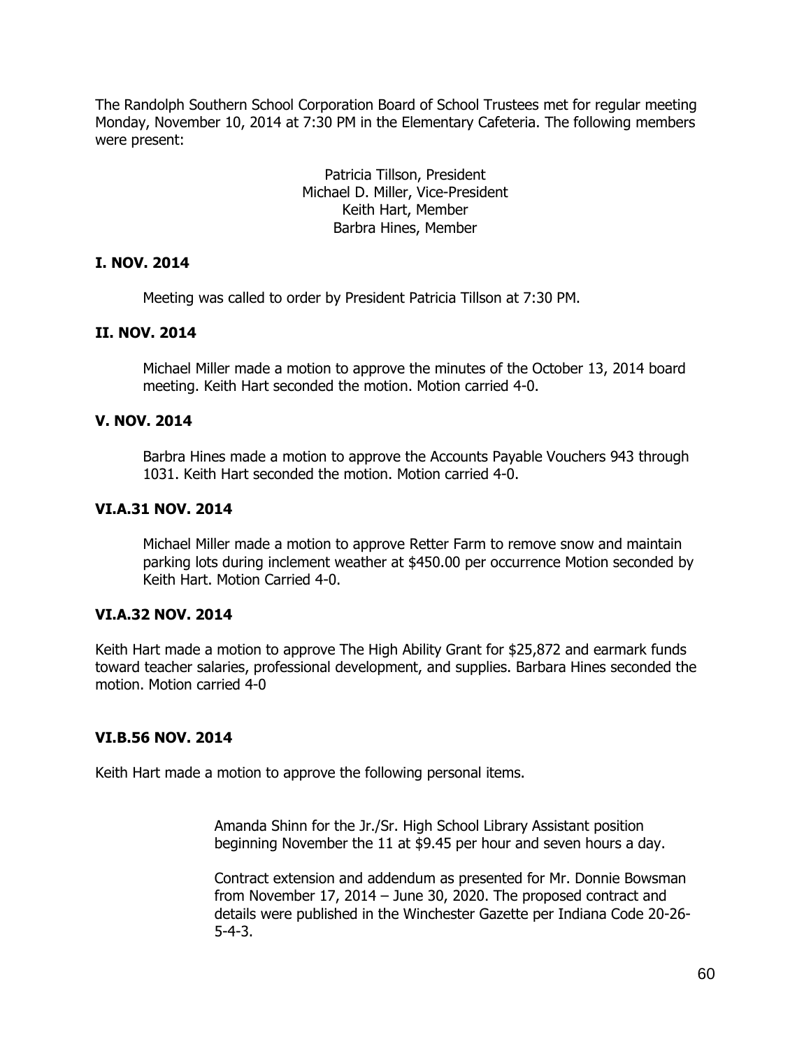The Randolph Southern School Corporation Board of School Trustees met for regular meeting Monday, November 10, 2014 at 7:30 PM in the Elementary Cafeteria. The following members were present:

Patricia Tillson, President
Michael D. Miller, Vice-President
Keith Hart, Member
Barbra Hines, Member

**I. NOV. 2014**

Meeting was called to order by President Patricia Tillson at 7:30 PM.

**II. NOV. 2014**

Michael Miller made a motion to approve the minutes of the October 13, 2014 board meeting. Keith Hart seconded the motion. Motion carried 4-0.

**V. NOV. 2014**

Barbra Hines made a motion to approve the Accounts Payable Vouchers 943 through 1031. Keith Hart seconded the motion. Motion carried 4-0.

**VI.A.31 NOV. 2014**

Michael Miller made a motion to approve Retter Farm to remove snow and maintain parking lots during inclement weather at $450.00 per occurrence Motion seconded by Keith Hart. Motion Carried 4-0.

**VI.A.32 NOV. 2014**

Keith Hart made a motion to approve The High Ability Grant for $25,872 and earmark funds toward teacher salaries, professional development, and supplies. Barbara Hines seconded the motion. Motion carried 4-0

**VI.B.56 NOV. 2014**

Keith Hart made a motion to approve the following personal items.

Amanda Shinn for the Jr./Sr. High School Library Assistant position beginning November the 11 at $9.45 per hour and seven hours a day.

Contract extension and addendum as presented for Mr. Donnie Bowsman from November 17, 2014 – June 30, 2020. The proposed contract and details were published in the Winchester Gazette per Indiana Code 20-26-5-4-3.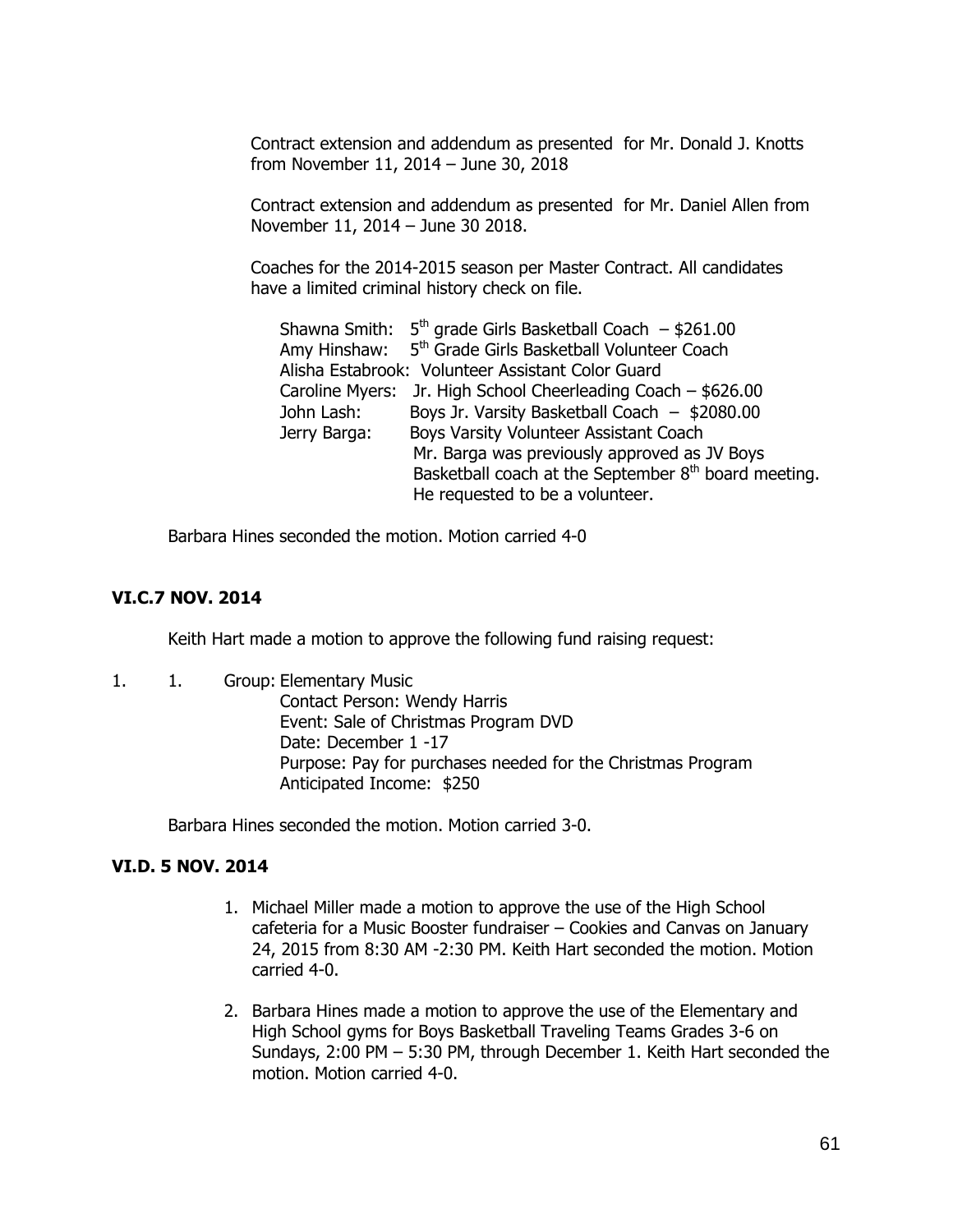Contract extension and addendum as presented for Mr. Donald J. Knotts from November 11, 2014 – June 30, 2018

Contract extension and addendum as presented for Mr. Daniel Allen from November 11, 2014 – June 30 2018.

Coaches for the 2014-2015 season per Master Contract. All candidates have a limited criminal history check on file.

Shawna Smith: 5th grade Girls Basketball Coach – $261.00
Amy Hinshaw: 5th Grade Girls Basketball Volunteer Coach
Alisha Estabrook: Volunteer Assistant Color Guard
Caroline Myers: Jr. High School Cheerleading Coach – $626.00
John Lash: Boys Jr. Varsity Basketball Coach – $2080.00
Jerry Barga: Boys Varsity Volunteer Assistant Coach
Mr. Barga was previously approved as JV Boys Basketball coach at the September 8th board meeting. He requested to be a volunteer.

Barbara Hines seconded the motion. Motion carried 4-0

**VI.C.7 NOV. 2014**

Keith Hart made a motion to approve the following fund raising request:

1. 1. Group: Elementary Music
   Contact Person: Wendy Harris
   Event: Sale of Christmas Program DVD
   Date: December 1 -17
   Purpose: Pay for purchases needed for the Christmas Program
   Anticipated Income: $250

Barbara Hines seconded the motion. Motion carried 3-0.

**VI.D. 5 NOV. 2014**

1. Michael Miller made a motion to approve the use of the High School cafeteria for a Music Booster fundraiser – Cookies and Canvas on January 24, 2015 from 8:30 AM -2:30 PM. Keith Hart seconded the motion. Motion carried 4-0.

2. Barbara Hines made a motion to approve the use of the Elementary and High School gyms for Boys Basketball Traveling Teams Grades 3-6 on Sundays, 2:00 PM – 5:30 PM, through December 1. Keith Hart seconded the motion. Motion carried 4-0.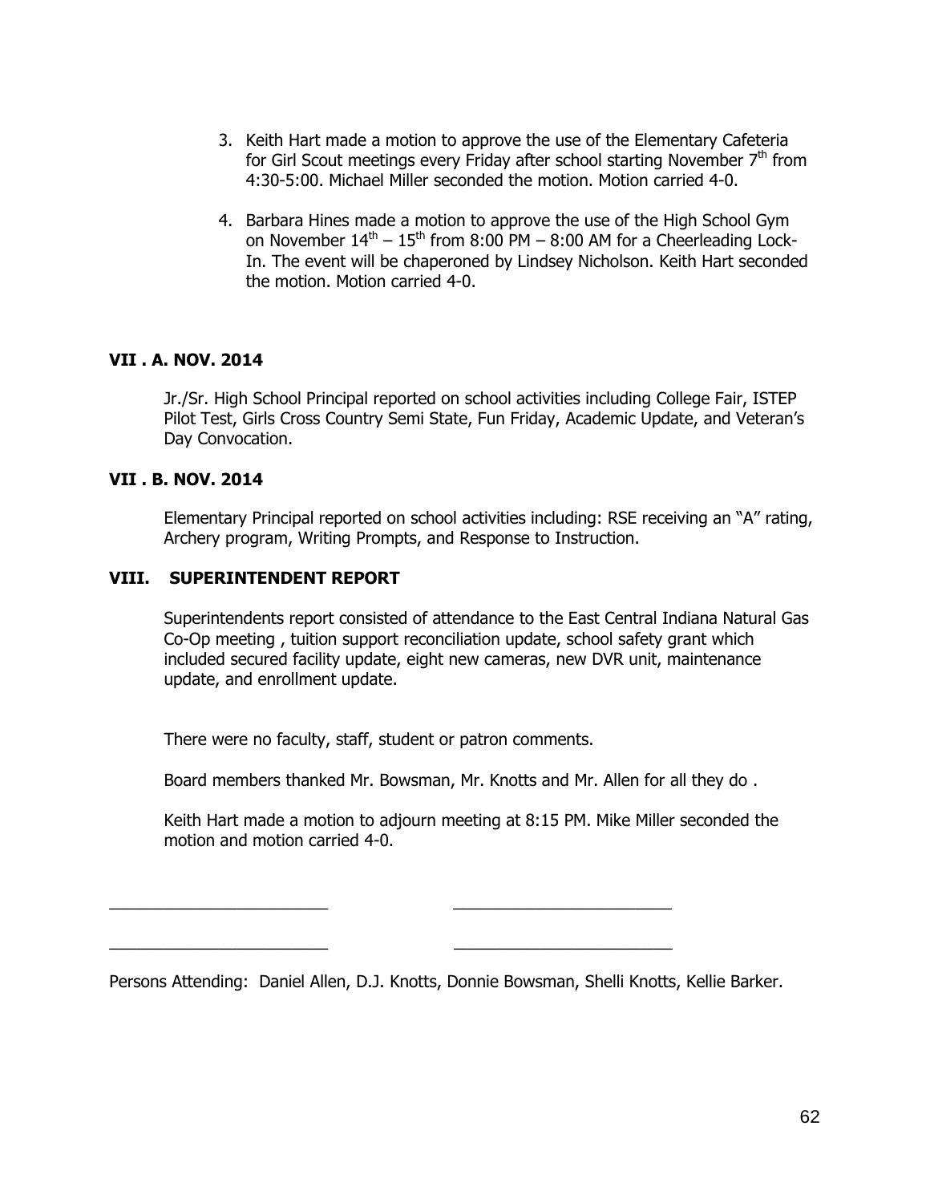3. Keith Hart made a motion to approve the use of the Elementary Cafeteria for Girl Scout meetings every Friday after school starting November 7th from 4:30-5:00. Michael Miller seconded the motion. Motion carried 4-0.
4. Barbara Hines made a motion to approve the use of the High School Gym on November 14th – 15th from 8:00 PM – 8:00 AM for a Cheerleading Lock-In. The event will be chaperoned by Lindsey Nicholson. Keith Hart seconded the motion. Motion carried 4-0.

**VII . A. NOV. 2014**

Jr./Sr. High School Principal reported on school activities including College Fair, ISTEP Pilot Test, Girls Cross Country Semi State, Fun Friday, Academic Update, and Veteran's Day Convocation.

**VII . B. NOV. 2014**

Elementary Principal reported on school activities including: RSE receiving an "A" rating, Archery program, Writing Prompts, and Response to Instruction.

**VIII. SUPERINTENDENT REPORT**

Superintendents report consisted of attendance to the East Central Indiana Natural Gas Co-Op meeting , tuition support reconciliation update, school safety grant which included secured facility update, eight new cameras, new DVR unit, maintenance update, and enrollment update.

There were no faculty, staff, student or patron comments.

Board members thanked Mr. Bowsman, Mr. Knotts and Mr. Allen for all they do .

Keith Hart made a motion to adjourn meeting at 8:15 PM. Mike Miller seconded the motion and motion carried 4-0.

________________________ ________________________

________________________ ________________________

Persons Attending: Daniel Allen, D.J. Knotts, Donnie Bowsman, Shelli Knotts, Kellie Barker.